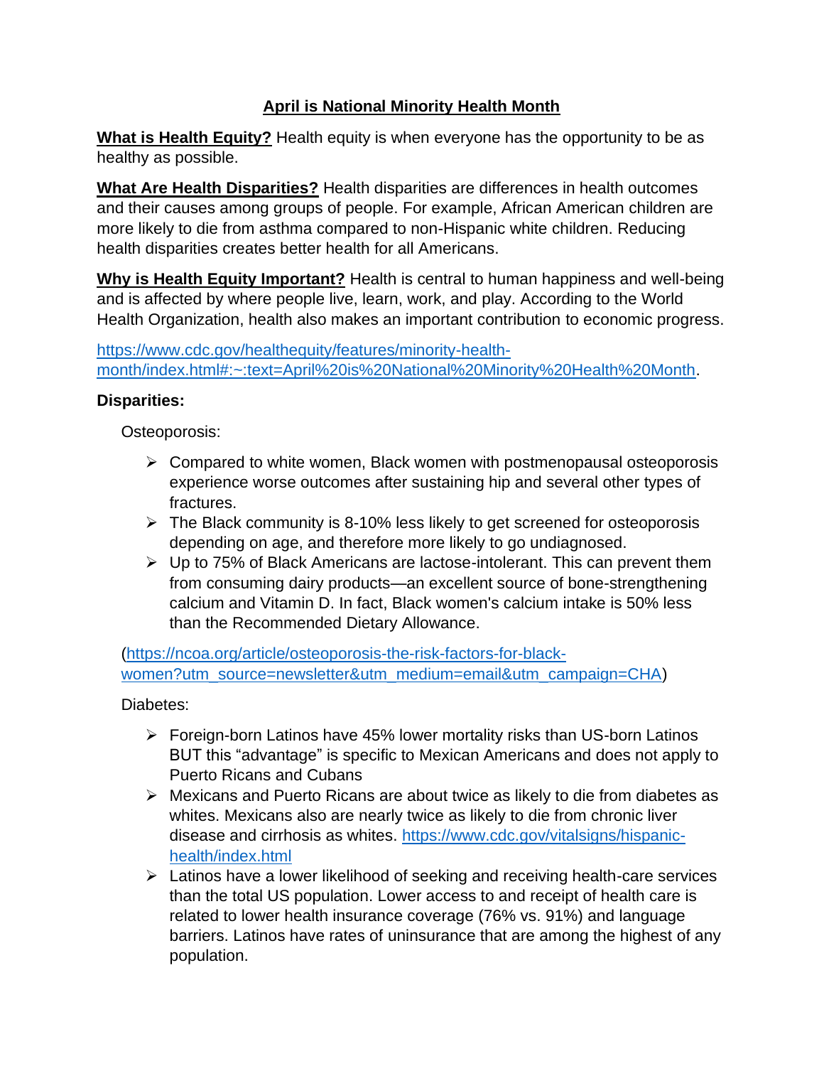# April is National Minority Health Month

**What is Health Equity?** Health equity is when everyone has the opportunity to be as healthy as possible.

**What Are Health Disparities?** Health disparities are differences in health outcomes and their causes among groups of people. For example, African American children are more likely to die from asthma compared to non-Hispanic white children. Reducing health disparities creates better health for all Americans.

**Why is Health Equity Important?** Health is central to human happiness and well-being and is affected by where people live, learn, work, and play. According to the World Health Organization, health also makes an important contribution to economic progress.

https://www.cdc.gov/healthequity/features/minority-health-month/index.html#:~:text=April%20is%20National%20Minority%20Health%20Month.

**Disparities:**

Osteoporosis:

- Compared to white women, Black women with postmenopausal osteoporosis experience worse outcomes after sustaining hip and several other types of fractures.
- The Black community is 8-10% less likely to get screened for osteoporosis depending on age, and therefore more likely to go undiagnosed.
- Up to 75% of Black Americans are lactose-intolerant. This can prevent them from consuming dairy products—an excellent source of bone-strengthening calcium and Vitamin D. In fact, Black women's calcium intake is 50% less than the Recommended Dietary Allowance.

(https://ncoa.org/article/osteoporosis-the-risk-factors-for-black-women?utm_source=newsletter&utm_medium=email&utm_campaign=CHA)

Diabetes:

- Foreign-born Latinos have 45% lower mortality risks than US-born Latinos BUT this "advantage" is specific to Mexican Americans and does not apply to Puerto Ricans and Cubans
- Mexicans and Puerto Ricans are about twice as likely to die from diabetes as whites. Mexicans also are nearly twice as likely to die from chronic liver disease and cirrhosis as whites. https://www.cdc.gov/vitalsigns/hispanic-health/index.html
- Latinos have a lower likelihood of seeking and receiving health-care services than the total US population. Lower access to and receipt of health care is related to lower health insurance coverage (76% vs. 91%) and language barriers. Latinos have rates of uninsurance that are among the highest of any population.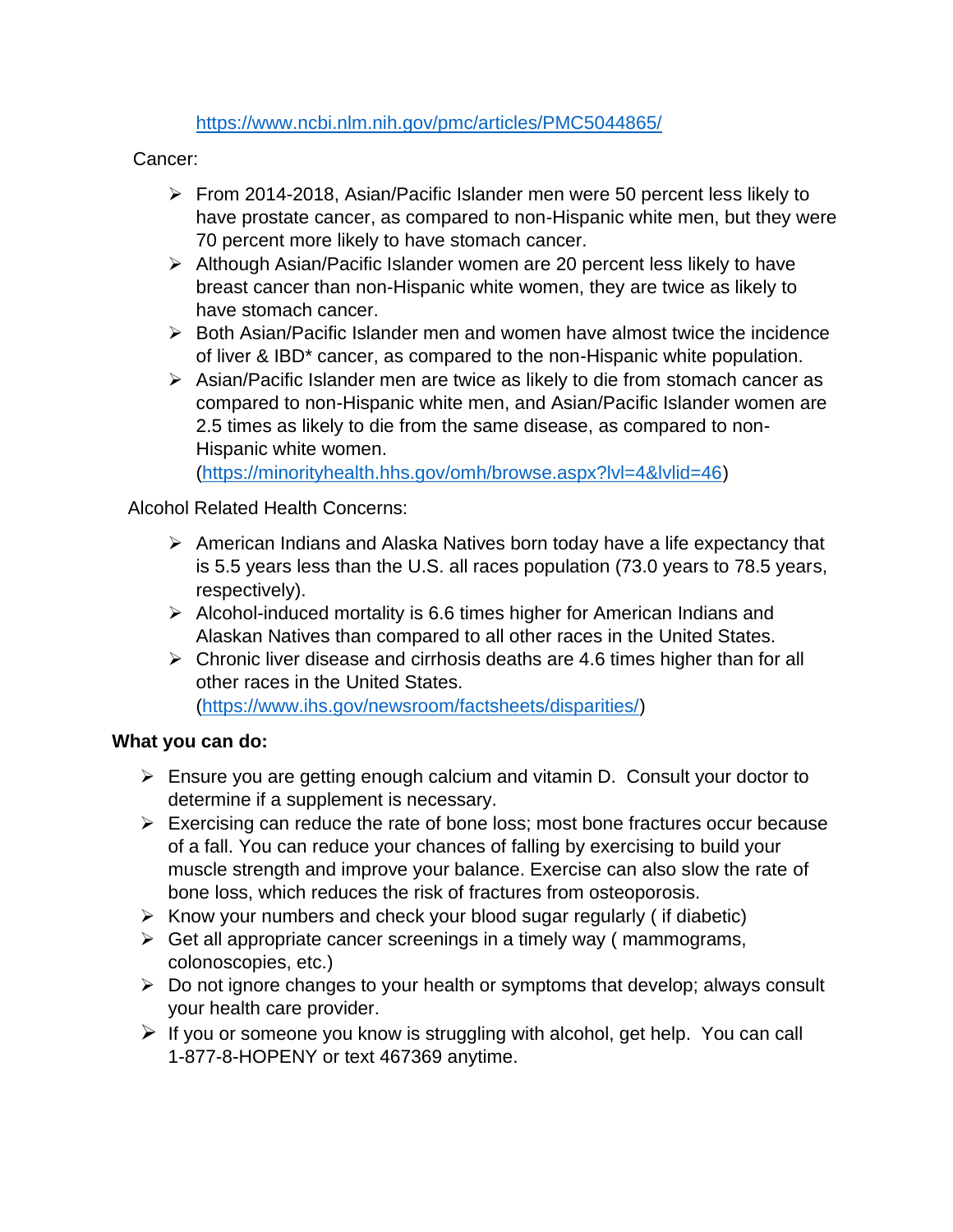https://www.ncbi.nlm.nih.gov/pmc/articles/PMC5044865/

Cancer:

- From 2014-2018, Asian/Pacific Islander men were 50 percent less likely to have prostate cancer, as compared to non-Hispanic white men, but they were 70 percent more likely to have stomach cancer.
- Although Asian/Pacific Islander women are 20 percent less likely to have breast cancer than non-Hispanic white women, they are twice as likely to have stomach cancer.
- Both Asian/Pacific Islander men and women have almost twice the incidence of liver & IBD* cancer, as compared to the non-Hispanic white population.
- Asian/Pacific Islander men are twice as likely to die from stomach cancer as compared to non-Hispanic white men, and Asian/Pacific Islander women are 2.5 times as likely to die from the same disease, as compared to non-Hispanic white women. (https://minorityhealth.hhs.gov/omh/browse.aspx?lvl=4&lvlid=46)

Alcohol Related Health Concerns:

- American Indians and Alaska Natives born today have a life expectancy that is 5.5 years less than the U.S. all races population (73.0 years to 78.5 years, respectively).
- Alcohol-induced mortality is 6.6 times higher for American Indians and Alaskan Natives than compared to all other races in the United States.
- Chronic liver disease and cirrhosis deaths are 4.6 times higher than for all other races in the United States. (https://www.ihs.gov/newsroom/factsheets/disparities/)

**What you can do:**

- Ensure you are getting enough calcium and vitamin D. Consult your doctor to determine if a supplement is necessary.
- Exercising can reduce the rate of bone loss; most bone fractures occur because of a fall. You can reduce your chances of falling by exercising to build your muscle strength and improve your balance. Exercise can also slow the rate of bone loss, which reduces the risk of fractures from osteoporosis.
- Know your numbers and check your blood sugar regularly ( if diabetic)
- Get all appropriate cancer screenings in a timely way ( mammograms, colonoscopies, etc.)
- Do not ignore changes to your health or symptoms that develop; always consult your health care provider.
- If you or someone you know is struggling with alcohol, get help. You can call 1-877-8-HOPENY or text 467369 anytime.